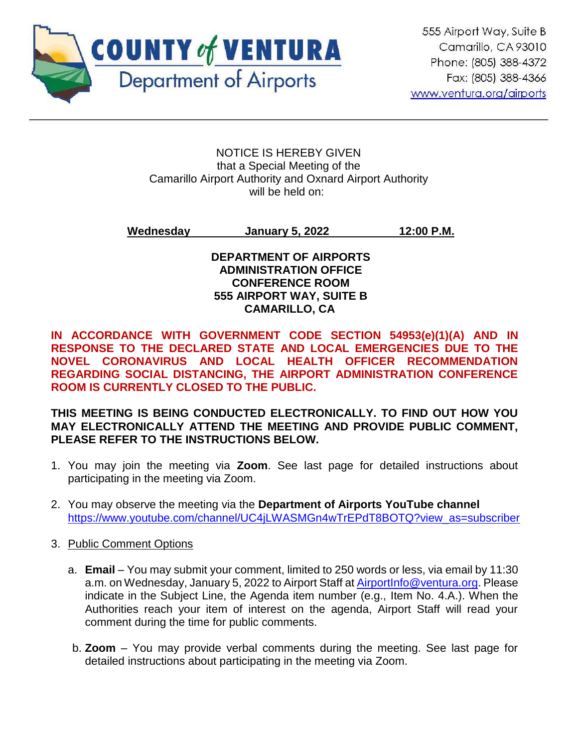**COUNTY of VENTURA**
Department of Airports

555 Airport Way, Suite B
Camarillo, CA 93010
Phone: (805) 388-4372
Fax: (805) 388-4366
www.ventura.org/airports

---

NOTICE IS HEREBY GIVEN
that a Special Meeting of the
Camarillo Airport Authority and Oxnard Airport Authority
will be held on:

**Wednesday** **January 5, 2022** **12:00 P.M.**

**DEPARTMENT OF AIRPORTS**
**ADMINISTRATION OFFICE**
**CONFERENCE ROOM**
**555 AIRPORT WAY, SUITE B**
**CAMARILLO, CA**

**IN ACCORDANCE WITH GOVERNMENT CODE SECTION 54953(e)(1)(A) AND IN RESPONSE TO THE DECLARED STATE AND LOCAL EMERGENCIES DUE TO THE NOVEL CORONAVIRUS AND LOCAL HEALTH OFFICER RECOMMENDATION REGARDING SOCIAL DISTANCING, THE AIRPORT ADMINISTRATION CONFERENCE ROOM IS CURRENTLY CLOSED TO THE PUBLIC.**

**THIS MEETING IS BEING CONDUCTED ELECTRONICALLY. TO FIND OUT HOW YOU MAY ELECTRONICALLY ATTEND THE MEETING AND PROVIDE PUBLIC COMMENT, PLEASE REFER TO THE INSTRUCTIONS BELOW.**

1. You may join the meeting via **Zoom**. See last page for detailed instructions about participating in the meeting via Zoom.

2. You may observe the meeting via the **Department of Airports YouTube channel** https://www.youtube.com/channel/UC4jLWASMGn4wTrEPdT8BOTQ?view_as=subscriber

3. Public Comment Options

   a. **Email** – You may submit your comment, limited to 250 words or less, via email by 11:30 a.m. on Wednesday, January 5, 2022 to Airport Staff at AirportInfo@ventura.org. Please indicate in the Subject Line, the Agenda item number (e.g., Item No. 4.A.). When the Authorities reach your item of interest on the agenda, Airport Staff will read your comment during the time for public comments.

   b. **Zoom** – You may provide verbal comments during the meeting. See last page for detailed instructions about participating in the meeting via Zoom.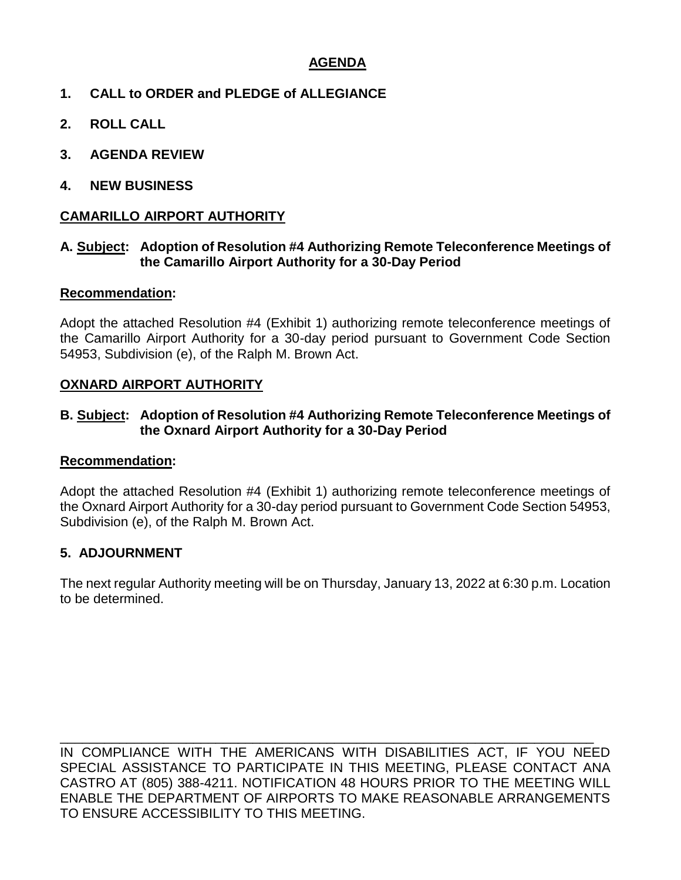## AGENDA

**1. CALL to ORDER and PLEDGE of ALLEGIANCE**

**2. ROLL CALL**

**3. AGENDA REVIEW**

**4. NEW BUSINESS**

**CAMARILLO AIRPORT AUTHORITY**

**A. Subject: Adoption of Resolution #4 Authorizing Remote Teleconference Meetings of the Camarillo Airport Authority for a 30-Day Period**

**Recommendation:**

Adopt the attached Resolution #4 (Exhibit 1) authorizing remote teleconference meetings of the Camarillo Airport Authority for a 30-day period pursuant to Government Code Section 54953, Subdivision (e), of the Ralph M. Brown Act.

**OXNARD AIRPORT AUTHORITY**

**B. Subject: Adoption of Resolution #4 Authorizing Remote Teleconference Meetings of the Oxnard Airport Authority for a 30-Day Period**

**Recommendation:**

Adopt the attached Resolution #4 (Exhibit 1) authorizing remote teleconference meetings of the Oxnard Airport Authority for a 30-day period pursuant to Government Code Section 54953, Subdivision (e), of the Ralph M. Brown Act.

**5. ADJOURNMENT**

The next regular Authority meeting will be on Thursday, January 13, 2022 at 6:30 p.m. Location to be determined.

---

IN COMPLIANCE WITH THE AMERICANS WITH DISABILITIES ACT, IF YOU NEED SPECIAL ASSISTANCE TO PARTICIPATE IN THIS MEETING, PLEASE CONTACT ANA CASTRO AT (805) 388-4211. NOTIFICATION 48 HOURS PRIOR TO THE MEETING WILL ENABLE THE DEPARTMENT OF AIRPORTS TO MAKE REASONABLE ARRANGEMENTS TO ENSURE ACCESSIBILITY TO THIS MEETING.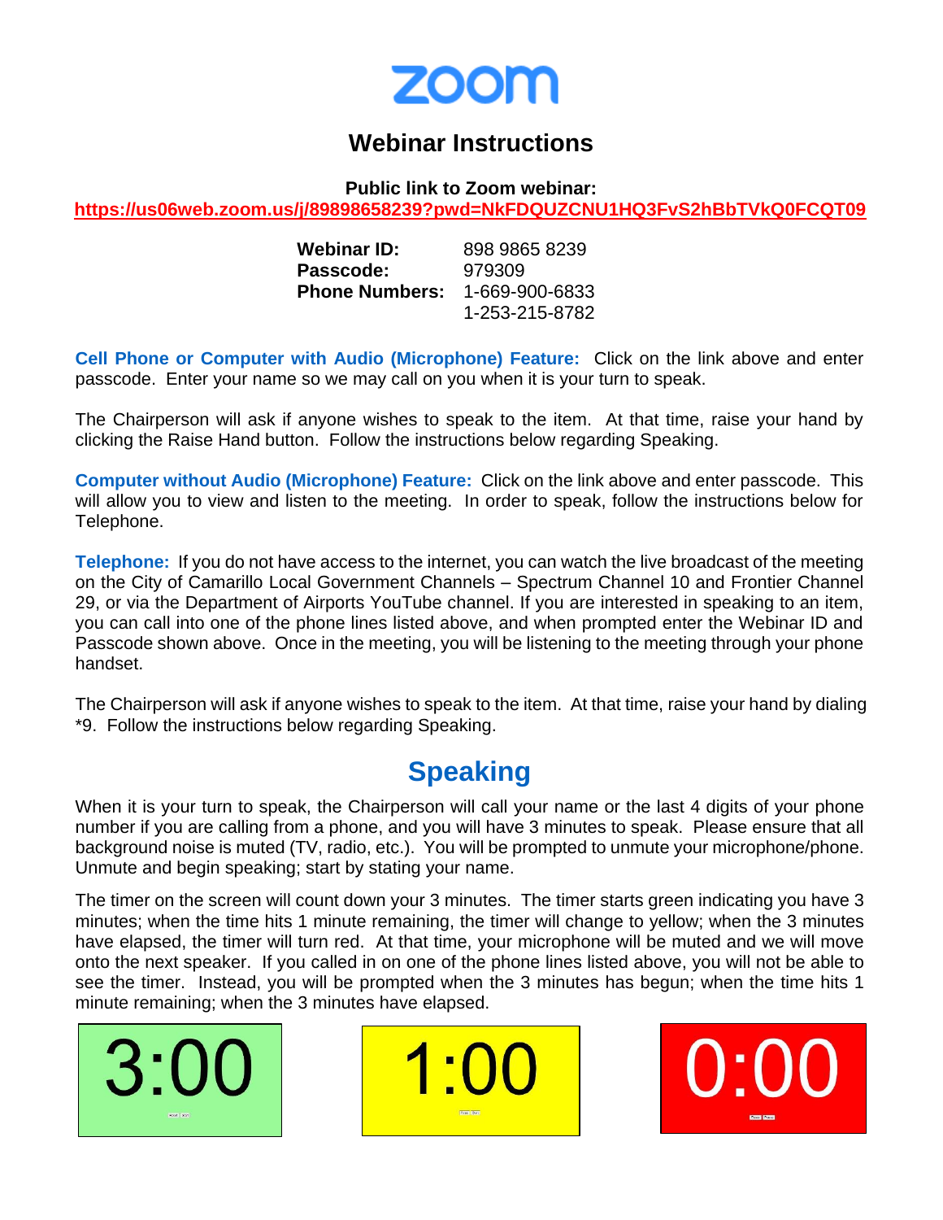zoom

# Webinar Instructions

**Public link to Zoom webinar:**
**https://us06web.zoom.us/j/89898658239?pwd=NkFDQUZCNU1HQ3FvS2hBbTVkQ0FCQT09**

| | |
|---|---|
| **Webinar ID:** | 898 9865 8239 |
| **Passcode:** | 979309 |
| **Phone Numbers:** | 1-669-900-6833 |
| | 1-253-215-8782 |

**Cell Phone or Computer with Audio (Microphone) Feature:** Click on the link above and enter passcode. Enter your name so we may call on you when it is your turn to speak.

The Chairperson will ask if anyone wishes to speak to the item. At that time, raise your hand by clicking the Raise Hand button. Follow the instructions below regarding Speaking.

**Computer without Audio (Microphone) Feature:** Click on the link above and enter passcode. This will allow you to view and listen to the meeting. In order to speak, follow the instructions below for Telephone.

**Telephone:** If you do not have access to the internet, you can watch the live broadcast of the meeting on the City of Camarillo Local Government Channels – Spectrum Channel 10 and Frontier Channel 29, or via the Department of Airports YouTube channel. If you are interested in speaking to an item, you can call into one of the phone lines listed above, and when prompted enter the Webinar ID and Passcode shown above. Once in the meeting, you will be listening to the meeting through your phone handset.

The Chairperson will ask if anyone wishes to speak to the item. At that time, raise your hand by dialing *9. Follow the instructions below regarding Speaking.

## Speaking

When it is your turn to speak, the Chairperson will call your name or the last 4 digits of your phone number if you are calling from a phone, and you will have 3 minutes to speak. Please ensure that all background noise is muted (TV, radio, etc.). You will be prompted to unmute your microphone/phone. Unmute and begin speaking; start by stating your name.

The timer on the screen will count down your 3 minutes. The timer starts green indicating you have 3 minutes; when the time hits 1 minute remaining, the timer will change to yellow; when the 3 minutes have elapsed, the timer will turn red. At that time, your microphone will be muted and we will move onto the next speaker. If you called in on one of the phone lines listed above, you will not be able to see the timer. Instead, you will be prompted when the 3 minutes has begun; when the time hits 1 minute remaining; when the 3 minutes have elapsed.

3:00

1:00

0:00